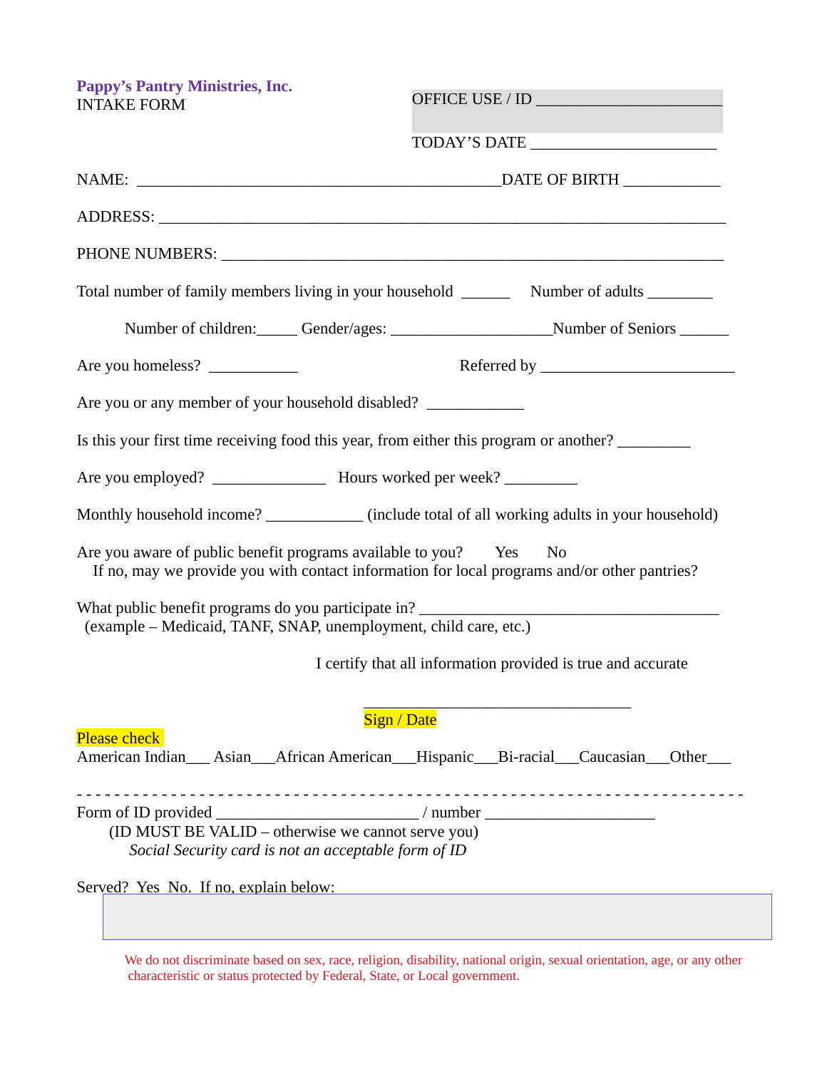**Pappy's Pantry Ministries, Inc.**
INTAKE FORM

OFFICE USE / ID ______________________

TODAY'S DATE ______________________

NAME: ______________________________________________ DATE OF BIRTH ____________

ADDRESS: ________________________________________________________________________

PHONE NUMBERS: __________________________________________________________________

Total number of family members living in your household ______ Number of adults ________

Number of children: _____ Gender/ages: ____________________ Number of Seniors ______

Are you homeless? ___________ Referred by ________________________

Are you or any member of your household disabled? ____________

Is this your first time receiving food this year, from either this program or another? _________

Are you employed? ______________ Hours worked per week? _________

Monthly household income? ____________ (include total of all working adults in your household)

Are you aware of public benefit programs available to you? Yes No
If no, may we provide you with contact information for local programs and/or other pantries?

What public benefit programs do you participate in? _____________________________________
(example – Medicaid, TANF, SNAP, unemployment, child care, etc.)

I certify that all information provided is true and accurate

_________________________________
Sign / Date

Please check
American Indian___ Asian___African American___Hispanic___Bi-racial___Caucasian___Other___

- - - - - - - - - - - - - - - - - - - - - - - - - - - - - - - - - - - - - - - - - - - - - - - - - - - - - - - - - - - - - - - -

Form of ID provided ________________________ / number ____________________
(ID MUST BE VALID – otherwise we cannot serve you)
*Social Security card is not an acceptable form of ID*

Served? Yes No. If no, explain below:

We do not discriminate based on sex, race, religion, disability, national origin, sexual orientation, age, or any other characteristic or status protected by Federal, State, or Local government.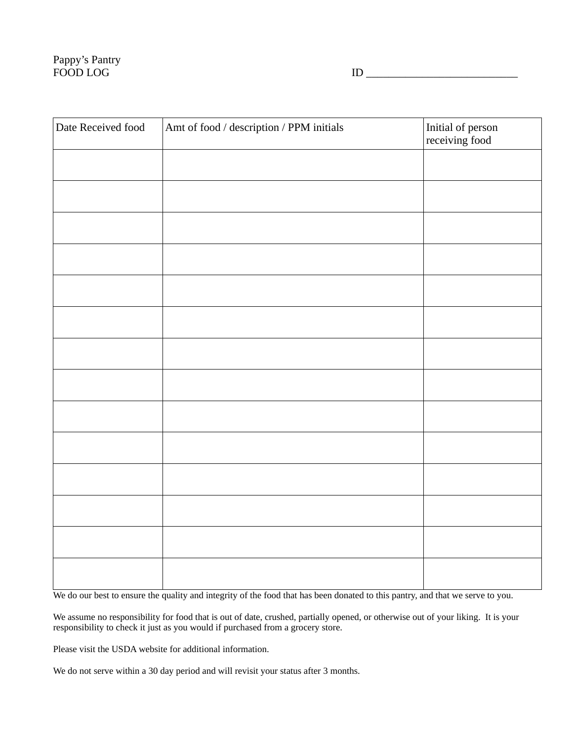Pappy's Pantry
FOOD LOG                                                                                    ID ___________________________

| Date Received food | Amt of food / description / PPM initials | Initial of person receiving food |
|---|---|---|
| | | |
| | | |
| | | |
| | | |
| | | |
| | | |
| | | |
| | | |
| | | |
| | | |
| | | |
| | | |
| | | |
| | | |

We do our best to ensure the quality and integrity of the food that has been donated to this pantry, and that we serve to you.

We assume no responsibility for food that is out of date, crushed, partially opened, or otherwise out of your liking. It is your responsibility to check it just as you would if purchased from a grocery store.

Please visit the USDA website for additional information.

We do not serve within a 30 day period and will revisit your status after 3 months.